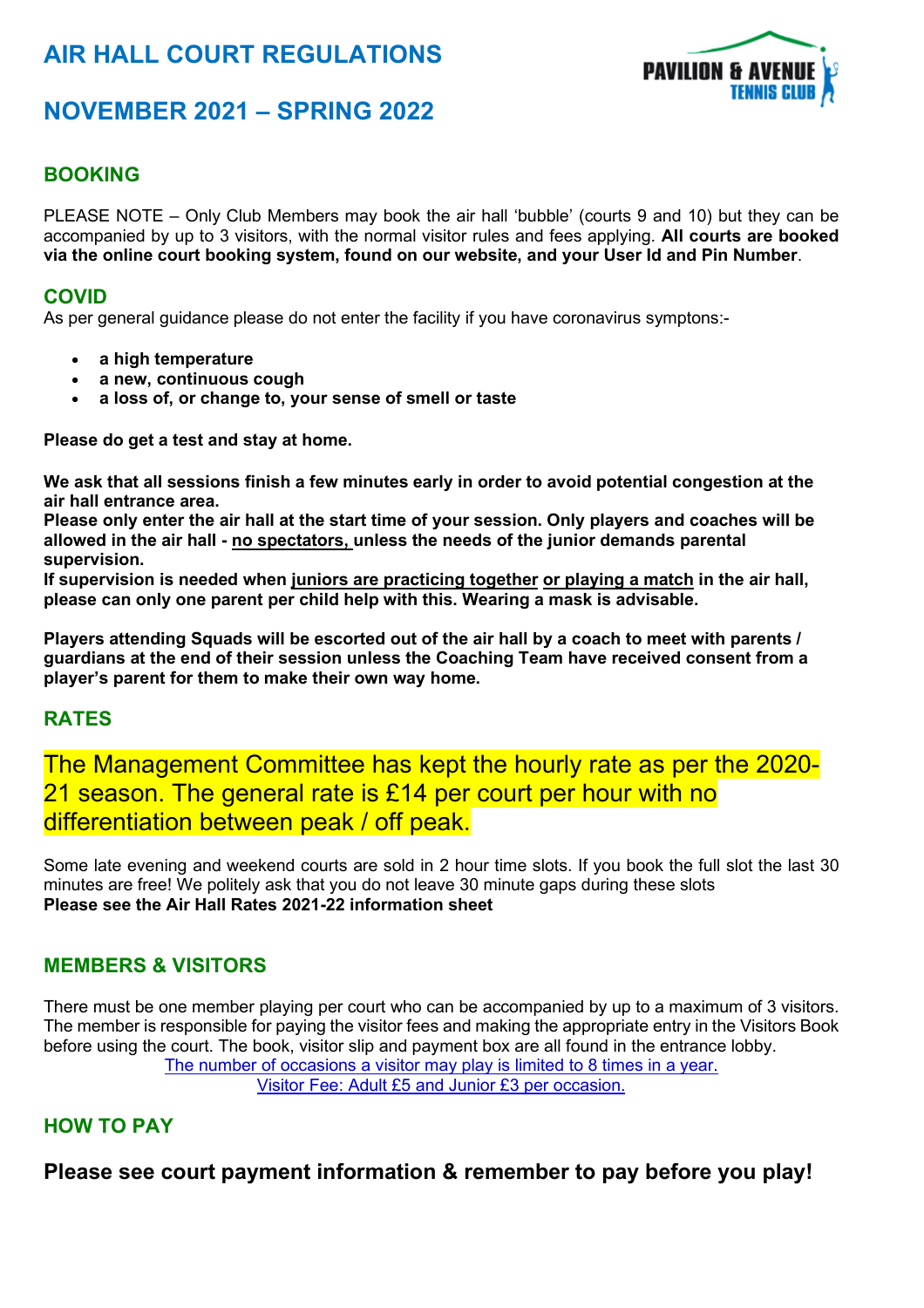# AIR HALL COURT REGULATIONS

# NOVEMBER 2021 – SPRING 2022

## BOOKING

PLEASE NOTE – Only Club Members may book the air hall 'bubble' (courts 9 and 10) but they can be accompanied by up to 3 visitors, with the normal visitor rules and fees applying. **All courts are booked via the online court booking system, found on our website, and your User Id and Pin Number**.

## COVID

As per general guidance please do not enter the facility if you have coronavirus symptons:-

- **a high temperature**
- **a new, continuous cough**
- **a loss of, or change to, your sense of smell or taste**

**Please do get a test and stay at home.**

**We ask that all sessions finish a few minutes early in order to avoid potential congestion at the air hall entrance area.**
**Please only enter the air hall at the start time of your session. Only players and coaches will be allowed in the air hall - <u>no spectators,</u> unless the needs of the junior demands parental supervision.**
**If supervision is needed when <u>juniors are practicing together</u> <u>or playing a match</u> in the air hall, please can only one parent per child help with this. Wearing a mask is advisable.**

**Players attending Squads will be escorted out of the air hall by a coach to meet with parents / guardians at the end of their session unless the Coaching Team have received consent from a player's parent for them to make their own way home.**

## RATES

The Management Committee has kept the hourly rate as per the 2020-21 season. The general rate is £14 per court per hour with no differentiation between peak / off peak.

Some late evening and weekend courts are sold in 2 hour time slots. If you book the full slot the last 30 minutes are free! We politely ask that you do not leave 30 minute gaps during these slots
**Please see the Air Hall Rates 2021-22 information sheet**

## MEMBERS & VISITORS

There must be one member playing per court who can be accompanied by up to a maximum of 3 visitors. The member is responsible for paying the visitor fees and making the appropriate entry in the Visitors Book before using the court. The book, visitor slip and payment box are all found in the entrance lobby.

<u>The number of occasions a visitor may play is limited to 8 times in a year.</u>

<u>Visitor Fee: Adult £5 and Junior £3 per occasion.</u>

## HOW TO PAY

**Please see court payment information & remember to pay before you play!**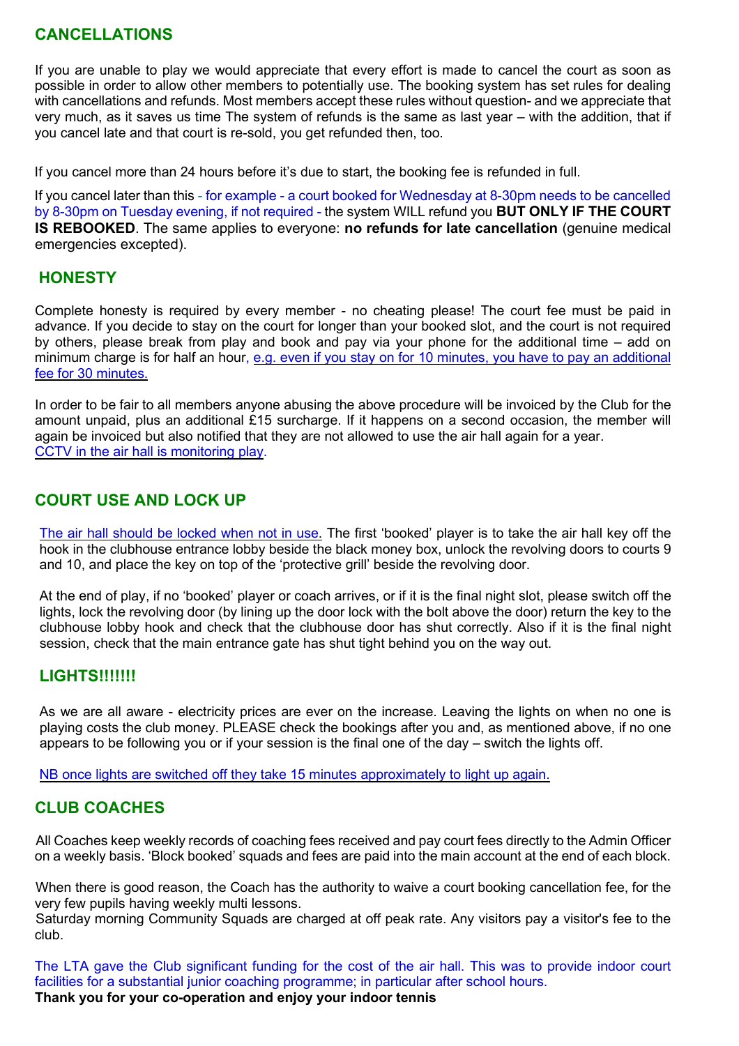## CANCELLATIONS

If you are unable to play we would appreciate that every effort is made to cancel the court as soon as possible in order to allow other members to potentially use. The booking system has set rules for dealing with cancellations and refunds. Most members accept these rules without question- and we appreciate that very much, as it saves us time The system of refunds is the same as last year – with the addition, that if you cancel late and that court is re-sold, you get refunded then, too.

If you cancel more than 24 hours before it's due to start, the booking fee is refunded in full.

If you cancel later than this - for example - a court booked for Wednesday at 8-30pm needs to be cancelled by 8-30pm on Tuesday evening, if not required - the system WILL refund you **BUT ONLY IF THE COURT IS REBOOKED**. The same applies to everyone: **no refunds for late cancellation** (genuine medical emergencies excepted).

## HONESTY

Complete honesty is required by every member - no cheating please! The court fee must be paid in advance. If you decide to stay on the court for longer than your booked slot, and the court is not required by others, please break from play and book and pay via your phone for the additional time – add on minimum charge is for half an hour, e.g. even if you stay on for 10 minutes, you have to pay an additional fee for 30 minutes.

In order to be fair to all members anyone abusing the above procedure will be invoiced by the Club for the amount unpaid, plus an additional £15 surcharge. If it happens on a second occasion, the member will again be invoiced but also notified that they are not allowed to use the air hall again for a year.
CCTV in the air hall is monitoring play.

## COURT USE AND LOCK UP

The air hall should be locked when not in use. The first 'booked' player is to take the air hall key off the hook in the clubhouse entrance lobby beside the black money box, unlock the revolving doors to courts 9 and 10, and place the key on top of the 'protective grill' beside the revolving door.

At the end of play, if no 'booked' player or coach arrives, or if it is the final night slot, please switch off the lights, lock the revolving door (by lining up the door lock with the bolt above the door) return the key to the clubhouse lobby hook and check that the clubhouse door has shut correctly. Also if it is the final night session, check that the main entrance gate has shut tight behind you on the way out.

## LIGHTS!!!!!!!

As we are all aware - electricity prices are ever on the increase. Leaving the lights on when no one is playing costs the club money. PLEASE check the bookings after you and, as mentioned above, if no one appears to be following you or if your session is the final one of the day – switch the lights off.

NB once lights are switched off they take 15 minutes approximately to light up again.

## CLUB COACHES

All Coaches keep weekly records of coaching fees received and pay court fees directly to the Admin Officer on a weekly basis. 'Block booked' squads and fees are paid into the main account at the end of each block.

When there is good reason, the Coach has the authority to waive a court booking cancellation fee, for the very few pupils having weekly multi lessons.
Saturday morning Community Squads are charged at off peak rate. Any visitors pay a visitor's fee to the club.

The LTA gave the Club significant funding for the cost of the air hall. This was to provide indoor court facilities for a substantial junior coaching programme; in particular after school hours.
**Thank you for your co-operation and enjoy your indoor tennis**